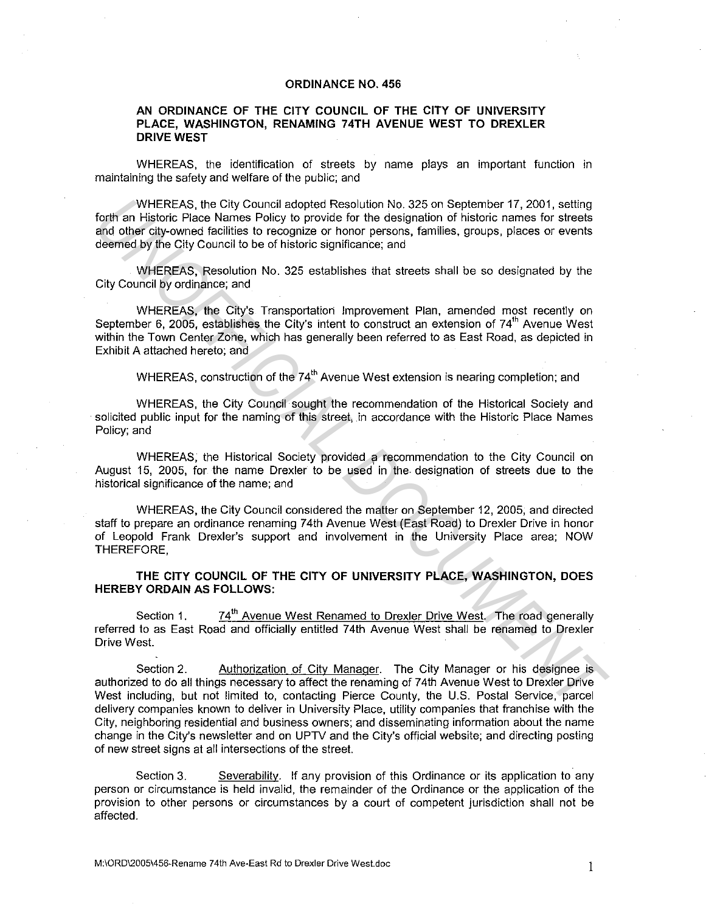# ORDINANCE NO. 456

## AN ORDINANCE OF THE CITY COUNCIL OF THE CITY OF UNIVERSITY PLACE, WASHINGTON, RENAMING 74TH AVENUE WEST TO DREXLER DRIVE WEST

WHEREAS, the identification of streets by name plays an important function in maintaining the safety and welfare of the public; and

WHEREAS, the City Council adopted Resolution No. 325 on September 17, 2001, setting forth an Historic Place Names Policy to provide for the designation of historic names for streets and other city-owned facilities to recognize or honor persons, families, groups, places or events deemed by the City Council to be of historic significance; and

WHEREAS, Resolution No. 325 establishes that streets shall be so designated by the City Council by ordinance; and

WHEREAS, the City's Transportation Improvement Plan, amended most recently on September 6, 2005, establishes the City's intent to construct an extension of 74th Avenue West within the Town Center Zone, which has generally been referred to as East Road, as depicted in Exhibit A attached hereto; and

WHEREAS, construction of the 74th Avenue West extension is nearing completion; and

WHEREAS, the City Council sought the recommendation of the Historical Society and solicited public input for the naming of this street, in accordance with the Historic Place Names Policy; and

WHEREAS, the Historical Society provided a recommendation to the City Council on August 15, 2005, for the name Drexler to be used in the designation of streets due to the historical significance of the name; and

WHEREAS, the City Council considered the matter on September 12, 2005, and directed staff to prepare an ordinance renaming 74th Avenue West (East Road) to Drexler Drive in honor of Leopold Frank Drexler's support and involvement in the University Place area; NOW THEREFORE,

**THE CITY COUNCIL OF THE CITY OF UNIVERSITY PLACE, WASHINGTON, DOES HEREBY ORDAIN AS FOLLOWS:**

Section 1. 74th Avenue West Renamed to Drexler Drive West. The road generally referred to as East Road and officially entitled 74th Avenue West shall be renamed to Drexler Drive West.

Section 2. Authorization of City Manager. The City Manager or his designee is authorized to do all things necessary to affect the renaming of 74th Avenue West to Drexler Drive West including, but not limited to, contacting Pierce County, the U.S. Postal Service, parcel delivery companies known to deliver in University Place, utility companies that franchise with the City, neighboring residential and business owners; and disseminating information about the name change in the City's newsletter and on UPTV and the City's official website; and directing posting of new street signs at all intersections of the street.

Section 3. Severability. If any provision of this Ordinance or its application to any person or circumstance is held invalid, the remainder of the Ordinance or the application of the provision to other persons or circumstances by a court of competent jurisdiction shall not be affected.

M:\ORD\2005\456-Rename 74th Ave-East Rd to Drexler Drive West.doc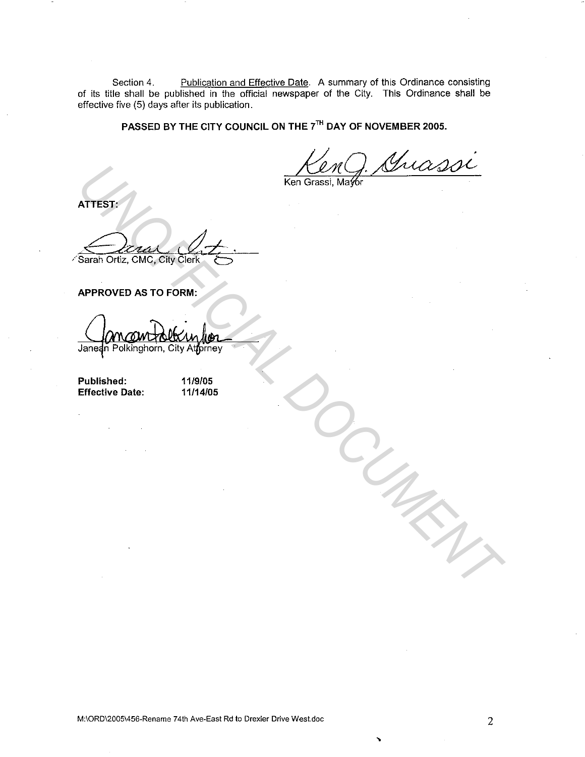Section 4. Publication and Effective Date. A summary of this Ordinance consisting of its title shall be published in the official newspaper of the City. This Ordinance shall be effective five (5) days after its publication.

**PASSED BY THE CITY COUNCIL ON THE 7TH DAY OF NOVEMBER 2005.**

Ken Grassi, Mayor

**ATTEST:**

Sarah Ortiz, CMC, City Clerk

**APPROVED AS TO FORM:**

Janean Polkinghorn, City Attorney

**Published:** 11/9/05
**Effective Date:** 11/14/05

UNOFFICIAL DOCUMENT

M:\ORD\2005\456-Rename 74th Ave-East Rd to Drexler Drive West.doc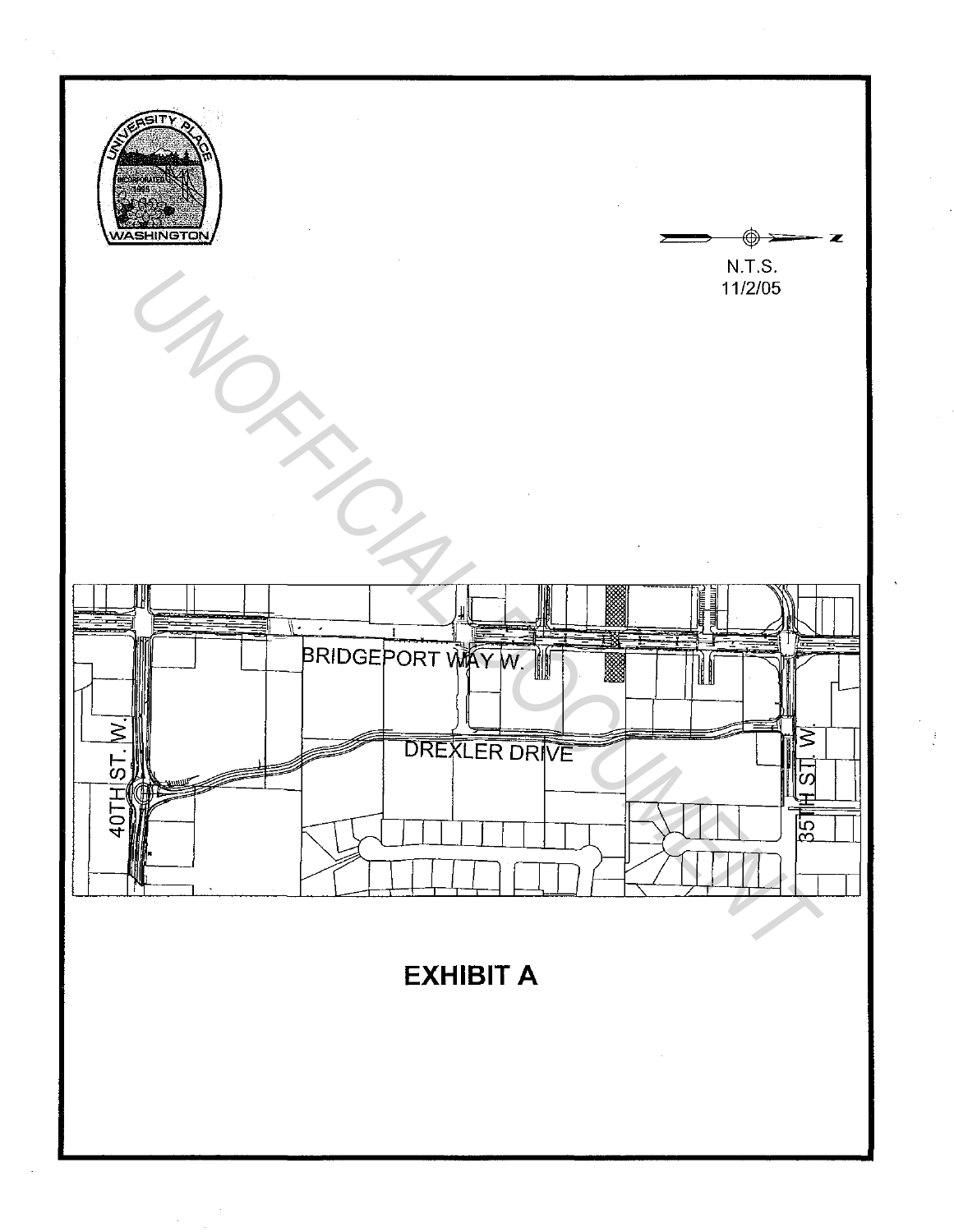UNIVERSITY PLACE

INCORPORATED 1995

WASHINGTON

N.T.S.
11/2/05

UNOFFICIAL DOCUMENT

BRIDGEPORT WAY W.

DREXLER DRIVE

40TH ST. W.

35TH ST. W.

# EXHIBIT A